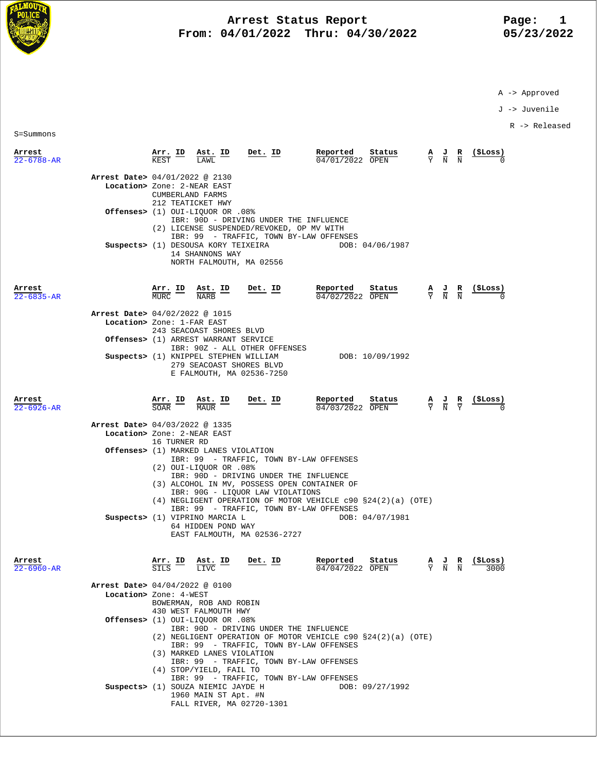# Arrest Status Report

**From: 04/01/2022 Thru: 04/30/2022**

05/23/2022

A -> Approved

J -> Juvenile

R -> Released

S=Summons

| Arrest | Arr. ID | Ast. ID | Det. ID | Reported | Status | A | J | R | ($Loss) |
|---|---|---|---|---|---|---|---|---|---|
| 22-6788-AR | KEST | LAWL | | 04/01/2022 | OPEN | Y | N | N | 0 |

**Arrest Date>** 04/01/2022 @ 2130

**Location>** Zone: 2-NEAR EAST
CUMBERLAND FARMS
212 TEATICKET HWY

**Offenses>**
(1) OUI-LIQUOR OR .08%
IBR: 90D - DRIVING UNDER THE INFLUENCE
(2) LICENSE SUSPENDED/REVOKED, OP MV WITH
IBR: 99 - TRAFFIC, TOWN BY-LAW OFFENSES

**Suspects>** (1) DESOUSA KORY TEIXEIRA — DOB: 04/06/1987
14 SHANNONS WAY
NORTH FALMOUTH, MA 02556

| Arrest | Arr. ID | Ast. ID | Det. ID | Reported | Status | A | J | R | ($Loss) |
|---|---|---|---|---|---|---|---|---|---|
| 22-6835-AR | MURC | NARB | | 04/02/2022 | OPEN | Y | N | N | 0 |

**Arrest Date>** 04/02/2022 @ 1015

**Location>** Zone: 1-FAR EAST
243 SEACOAST SHORES BLVD

**Offenses>**
(1) ARREST WARRANT SERVICE
IBR: 90Z - ALL OTHER OFFENSES

**Suspects>** (1) KNIPPEL STEPHEN WILLIAM — DOB: 10/09/1992
279 SEACOAST SHORES BLVD
E FALMOUTH, MA 02536-7250

| Arrest | Arr. ID | Ast. ID | Det. ID | Reported | Status | A | J | R | ($Loss) |
|---|---|---|---|---|---|---|---|---|---|
| 22-6926-AR | SOAR | MAUR | | 04/03/2022 | OPEN | Y | N | Y | 0 |

**Arrest Date>** 04/03/2022 @ 1335

**Location>** Zone: 2-NEAR EAST
16 TURNER RD

**Offenses>**
(1) MARKED LANES VIOLATION
IBR: 99 - TRAFFIC, TOWN BY-LAW OFFENSES
(2) OUI-LIQUOR OR .08%
IBR: 90D - DRIVING UNDER THE INFLUENCE
(3) ALCOHOL IN MV, POSSESS OPEN CONTAINER OF
IBR: 90G - LIQUOR LAW VIOLATIONS
(4) NEGLIGENT OPERATION OF MOTOR VEHICLE c90 §24(2)(a) (OTE)
IBR: 99 - TRAFFIC, TOWN BY-LAW OFFENSES

**Suspects>** (1) VIPRINO MARCIA L — DOB: 04/07/1981
64 HIDDEN POND WAY
EAST FALMOUTH, MA 02536-2727

| Arrest | Arr. ID | Ast. ID | Det. ID | Reported | Status | A | J | R | ($Loss) |
|---|---|---|---|---|---|---|---|---|---|
| 22-6960-AR | SILS | LIVC | | 04/04/2022 | OPEN | Y | N | N | 3000 |

**Arrest Date>** 04/04/2022 @ 0100

**Location>** Zone: 4-WEST
BOWERMAN, ROB AND ROBIN
430 WEST FALMOUTH HWY

**Offenses>**
(1) OUI-LIQUOR OR .08%
IBR: 90D - DRIVING UNDER THE INFLUENCE
(2) NEGLIGENT OPERATION OF MOTOR VEHICLE c90 §24(2)(a) (OTE)
IBR: 99 - TRAFFIC, TOWN BY-LAW OFFENSES
(3) MARKED LANES VIOLATION
IBR: 99 - TRAFFIC, TOWN BY-LAW OFFENSES
(4) STOP/YIELD, FAIL TO
IBR: 99 - TRAFFIC, TOWN BY-LAW OFFENSES

**Suspects>** (1) SOUZA NIEMIC JAYDE H — DOB: 09/27/1992
1960 MAIN ST Apt. #N
FALL RIVER, MA 02720-1301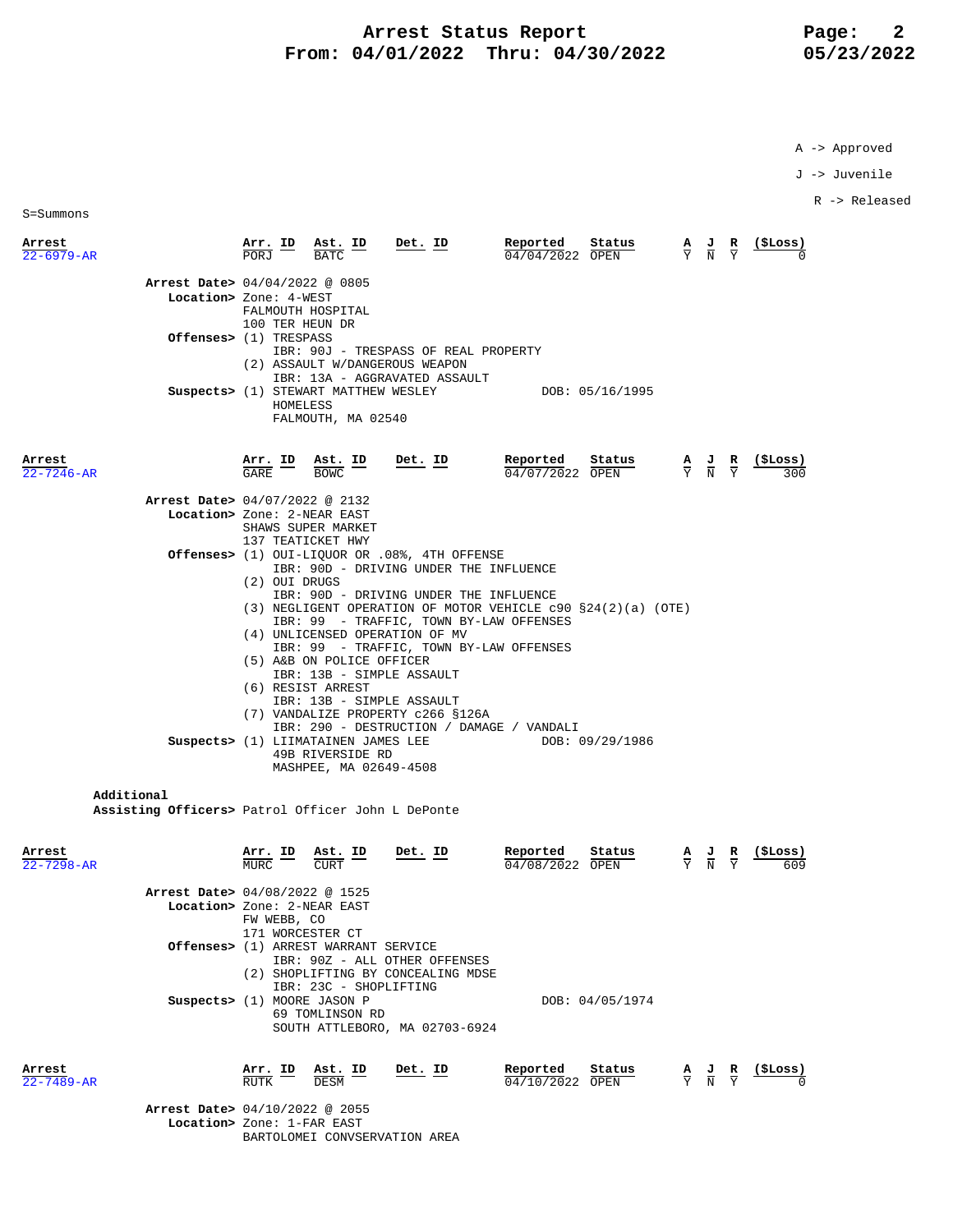# Arrest Status Report
## From: 04/01/2022 Thru: 04/30/2022

A -> Approved
J -> Juvenile
R -> Released

S=Summons

| Arrest | Arr. ID | Ast. ID | Det. ID | Reported | Status | A | J | R | ($Loss) |
|---|---|---|---|---|---|---|---|---|---|
| 22-6979-AR | PORJ | BATC | | 04/04/2022 | OPEN | Y | N | Y | 0 |

**Arrest Date>** 04/04/2022 @ 0805
**Location>** Zone: 4-WEST
FALMOUTH HOSPITAL
100 TER HEUN DR
**Offenses>** (1) TRESPASS
IBR: 90J - TRESPASS OF REAL PROPERTY
(2) ASSAULT W/DANGEROUS WEAPON
IBR: 13A - AGGRAVATED ASSAULT
**Suspects>** (1) STEWART MATTHEW WESLEY DOB: 05/16/1995
HOMELESS
FALMOUTH, MA 02540

| Arrest | Arr. ID | Ast. ID | Det. ID | Reported | Status | A | J | R | ($Loss) |
|---|---|---|---|---|---|---|---|---|---|
| 22-7246-AR | GARE | BOWC | | 04/07/2022 | OPEN | Y | N | Y | 300 |

**Arrest Date>** 04/07/2022 @ 2132
**Location>** Zone: 2-NEAR EAST
SHAWS SUPER MARKET
137 TEATICKET HWY
**Offenses>** (1) OUI-LIQUOR OR .08%, 4TH OFFENSE
IBR: 90D - DRIVING UNDER THE INFLUENCE
(2) OUI DRUGS
IBR: 90D - DRIVING UNDER THE INFLUENCE
(3) NEGLIGENT OPERATION OF MOTOR VEHICLE c90 §24(2)(a) (OTE)
IBR: 99 - TRAFFIC, TOWN BY-LAW OFFENSES
(4) UNLICENSED OPERATION OF MV
IBR: 99 - TRAFFIC, TOWN BY-LAW OFFENSES
(5) A&B ON POLICE OFFICER
IBR: 13B - SIMPLE ASSAULT
(6) RESIST ARREST
IBR: 13B - SIMPLE ASSAULT
(7) VANDALIZE PROPERTY c266 §126A
IBR: 290 - DESTRUCTION / DAMAGE / VANDALI
**Suspects>** (1) LIIMATAINEN JAMES LEE DOB: 09/29/1986
49B RIVERSIDE RD
MASHPEE, MA 02649-4508

**Additional Assisting Officers>** Patrol Officer John L DePonte

| Arrest | Arr. ID | Ast. ID | Det. ID | Reported | Status | A | J | R | ($Loss) |
|---|---|---|---|---|---|---|---|---|---|
| 22-7298-AR | MURC | CURT | | 04/08/2022 | OPEN | Y | N | Y | 609 |

**Arrest Date>** 04/08/2022 @ 1525
**Location>** Zone: 2-NEAR EAST
FW WEBB, CO
171 WORCESTER CT
**Offenses>** (1) ARREST WARRANT SERVICE
IBR: 90Z - ALL OTHER OFFENSES
(2) SHOPLIFTING BY CONCEALING MDSE
IBR: 23C - SHOPLIFTING
**Suspects>** (1) MOORE JASON P DOB: 04/05/1974
69 TOMLINSON RD
SOUTH ATTLEBORO, MA 02703-6924

| Arrest | Arr. ID | Ast. ID | Det. ID | Reported | Status | A | J | R | ($Loss) |
|---|---|---|---|---|---|---|---|---|---|
| 22-7489-AR | RUTK | DESM | | 04/10/2022 | OPEN | Y | N | Y | 0 |

**Arrest Date>** 04/10/2022 @ 2055
**Location>** Zone: 1-FAR EAST
BARTOLOMEI CONVSERVATION AREA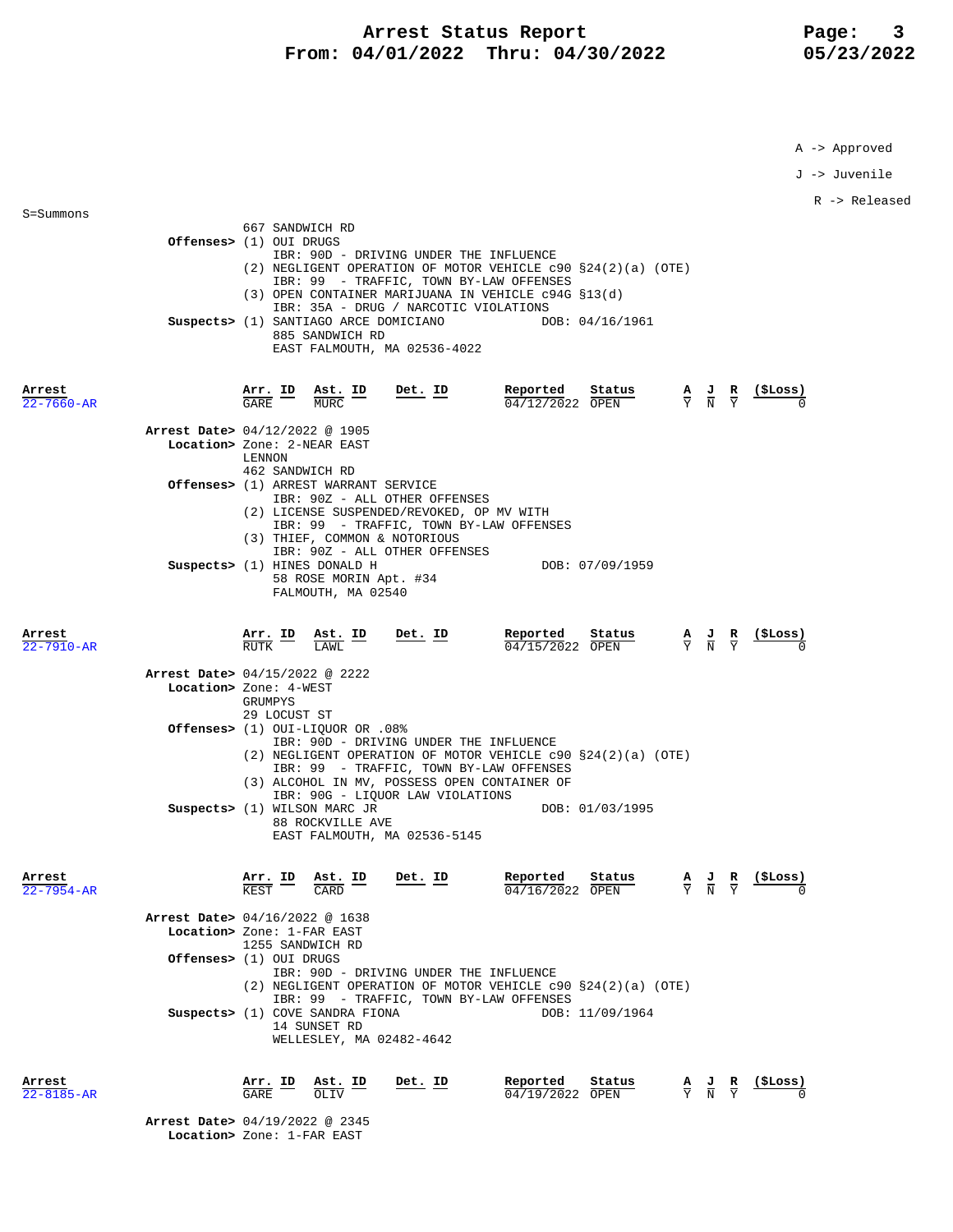# Arrest Status Report
## From: 04/01/2022 Thru: 04/30/2022

A -> Approved
J -> Juvenile
R -> Released

S=Summons

667 SANDWICH RD

**Offenses>** (1) OUI DRUGS
IBR: 90D - DRIVING UNDER THE INFLUENCE
(2) NEGLIGENT OPERATION OF MOTOR VEHICLE c90 §24(2)(a) (OTE)
IBR: 99 - TRAFFIC, TOWN BY-LAW OFFENSES
(3) OPEN CONTAINER MARIJUANA IN VEHICLE c94G §13(d)
IBR: 35A - DRUG / NARCOTIC VIOLATIONS

**Suspects>** (1) SANTIAGO ARCE DOMICIANO DOB: 04/16/1961
885 SANDWICH RD
EAST FALMOUTH, MA 02536-4022

| Arrest | Arr. ID | Ast. ID | Det. ID | Reported | Status | A | J | R | ($Loss) |
|---|---|---|---|---|---|---|---|---|---|
| 22-7660-AR | GARE | MURC | | 04/12/2022 | OPEN | Y | N | Y | 0 |

**Arrest Date>** 04/12/2022 @ 1905
**Location>** Zone: 2-NEAR EAST
LENNON
462 SANDWICH RD

**Offenses>** (1) ARREST WARRANT SERVICE
IBR: 90Z - ALL OTHER OFFENSES
(2) LICENSE SUSPENDED/REVOKED, OP MV WITH
IBR: 99 - TRAFFIC, TOWN BY-LAW OFFENSES
(3) THIEF, COMMON & NOTORIOUS
IBR: 90Z - ALL OTHER OFFENSES

**Suspects>** (1) HINES DONALD H DOB: 07/09/1959
58 ROSE MORIN Apt. #34
FALMOUTH, MA 02540

| Arrest | Arr. ID | Ast. ID | Det. ID | Reported | Status | A | J | R | ($Loss) |
|---|---|---|---|---|---|---|---|---|---|
| 22-7910-AR | RUTK | LAWL | | 04/15/2022 | OPEN | Y | N | Y | 0 |

**Arrest Date>** 04/15/2022 @ 2222
**Location>** Zone: 4-WEST
GRUMPYS
29 LOCUST ST

**Offenses>** (1) OUI-LIQUOR OR .08%
IBR: 90D - DRIVING UNDER THE INFLUENCE
(2) NEGLIGENT OPERATION OF MOTOR VEHICLE c90 §24(2)(a) (OTE)
IBR: 99 - TRAFFIC, TOWN BY-LAW OFFENSES
(3) ALCOHOL IN MV, POSSESS OPEN CONTAINER OF
IBR: 90G - LIQUOR LAW VIOLATIONS

**Suspects>** (1) WILSON MARC JR DOB: 01/03/1995
88 ROCKVILLE AVE
EAST FALMOUTH, MA 02536-5145

| Arrest | Arr. ID | Ast. ID | Det. ID | Reported | Status | A | J | R | ($Loss) |
|---|---|---|---|---|---|---|---|---|---|
| 22-7954-AR | KEST | CARD | | 04/16/2022 | OPEN | Y | N | Y | 0 |

**Arrest Date>** 04/16/2022 @ 1638
**Location>** Zone: 1-FAR EAST
1255 SANDWICH RD

**Offenses>** (1) OUI DRUGS
IBR: 90D - DRIVING UNDER THE INFLUENCE
(2) NEGLIGENT OPERATION OF MOTOR VEHICLE c90 §24(2)(a) (OTE)
IBR: 99 - TRAFFIC, TOWN BY-LAW OFFENSES

**Suspects>** (1) COVE SANDRA FIONA DOB: 11/09/1964
14 SUNSET RD
WELLESLEY, MA 02482-4642

| Arrest | Arr. ID | Ast. ID | Det. ID | Reported | Status | A | J | R | ($Loss) |
|---|---|---|---|---|---|---|---|---|---|
| 22-8185-AR | GARE | OLIV | | 04/19/2022 | OPEN | Y | N | Y | 0 |

**Arrest Date>** 04/19/2022 @ 2345
**Location>** Zone: 1-FAR EAST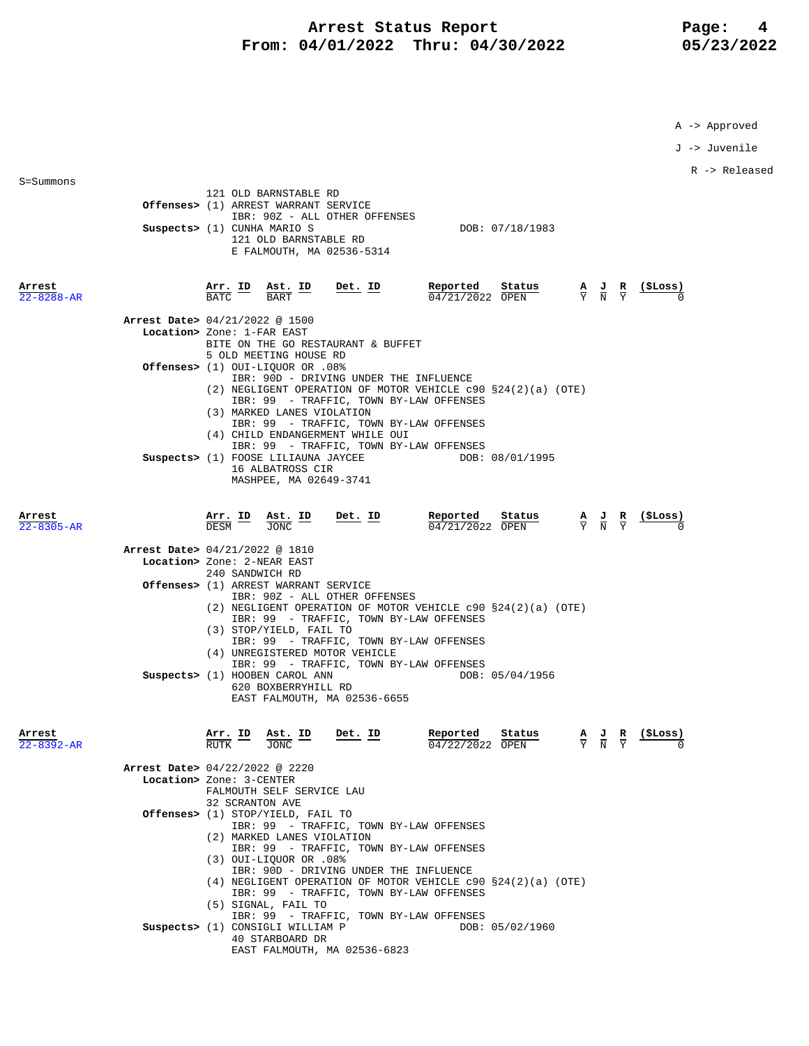# Arrest Status Report
## From: 04/01/2022 Thru: 04/30/2022

A -> Approved

J -> Juvenile

R -> Released

S=Summons

121 OLD BARNSTABLE RD

**Offenses>** (1) ARREST WARRANT SERVICE
IBR: 90Z - ALL OTHER OFFENSES

**Suspects>** (1) CUNHA MARIO S — DOB: 07/18/1983
121 OLD BARNSTABLE RD
E FALMOUTH, MA 02536-5314

| Arrest | Arr. ID | Ast. ID | Det. ID | Reported | Status | A | J | R | ($Loss) |
|---|---|---|---|---|---|---|---|---|---|
| 22-8288-AR | BATC | BART | | 04/21/2022 | OPEN | Y | N | Y | 0 |

**Arrest Date>** 04/21/2022 @ 1500

**Location>** Zone: 1-FAR EAST
BITE ON THE GO RESTAURANT & BUFFET
5 OLD MEETING HOUSE RD

**Offenses>**
(1) OUI-LIQUOR OR .08%
IBR: 90D - DRIVING UNDER THE INFLUENCE
(2) NEGLIGENT OPERATION OF MOTOR VEHICLE c90 §24(2)(a) (OTE)
IBR: 99 - TRAFFIC, TOWN BY-LAW OFFENSES
(3) MARKED LANES VIOLATION
IBR: 99 - TRAFFIC, TOWN BY-LAW OFFENSES
(4) CHILD ENDANGERMENT WHILE OUI
IBR: 99 - TRAFFIC, TOWN BY-LAW OFFENSES

**Suspects>** (1) FOOSE LILIAUNA JAYCEE — DOB: 08/01/1995
16 ALBATROSS CIR
MASHPEE, MA 02649-3741

| Arrest | Arr. ID | Ast. ID | Det. ID | Reported | Status | A | J | R | ($Loss) |
|---|---|---|---|---|---|---|---|---|---|
| 22-8305-AR | DESM | JONC | | 04/21/2022 | OPEN | Y | N | Y | 0 |

**Arrest Date>** 04/21/2022 @ 1810

**Location>** Zone: 2-NEAR EAST
240 SANDWICH RD

**Offenses>**
(1) ARREST WARRANT SERVICE
IBR: 90Z - ALL OTHER OFFENSES
(2) NEGLIGENT OPERATION OF MOTOR VEHICLE c90 §24(2)(a) (OTE)
IBR: 99 - TRAFFIC, TOWN BY-LAW OFFENSES
(3) STOP/YIELD, FAIL TO
IBR: 99 - TRAFFIC, TOWN BY-LAW OFFENSES
(4) UNREGISTERED MOTOR VEHICLE
IBR: 99 - TRAFFIC, TOWN BY-LAW OFFENSES

**Suspects>** (1) HOOBEN CAROL ANN — DOB: 05/04/1956
620 BOXBERRYHILL RD
EAST FALMOUTH, MA 02536-6655

| Arrest | Arr. ID | Ast. ID | Det. ID | Reported | Status | A | J | R | ($Loss) |
|---|---|---|---|---|---|---|---|---|---|
| 22-8392-AR | RUTK | JONC | | 04/22/2022 | OPEN | Y | N | Y | 0 |

**Arrest Date>** 04/22/2022 @ 2220

**Location>** Zone: 3-CENTER
FALMOUTH SELF SERVICE LAU
32 SCRANTON AVE

**Offenses>**
(1) STOP/YIELD, FAIL TO
IBR: 99 - TRAFFIC, TOWN BY-LAW OFFENSES
(2) MARKED LANES VIOLATION
IBR: 99 - TRAFFIC, TOWN BY-LAW OFFENSES
(3) OUI-LIQUOR OR .08%
IBR: 90D - DRIVING UNDER THE INFLUENCE
(4) NEGLIGENT OPERATION OF MOTOR VEHICLE c90 §24(2)(a) (OTE)
IBR: 99 - TRAFFIC, TOWN BY-LAW OFFENSES
(5) SIGNAL, FAIL TO
IBR: 99 - TRAFFIC, TOWN BY-LAW OFFENSES

**Suspects>** (1) CONSIGLI WILLIAM P — DOB: 05/02/1960
40 STARBOARD DR
EAST FALMOUTH, MA 02536-6823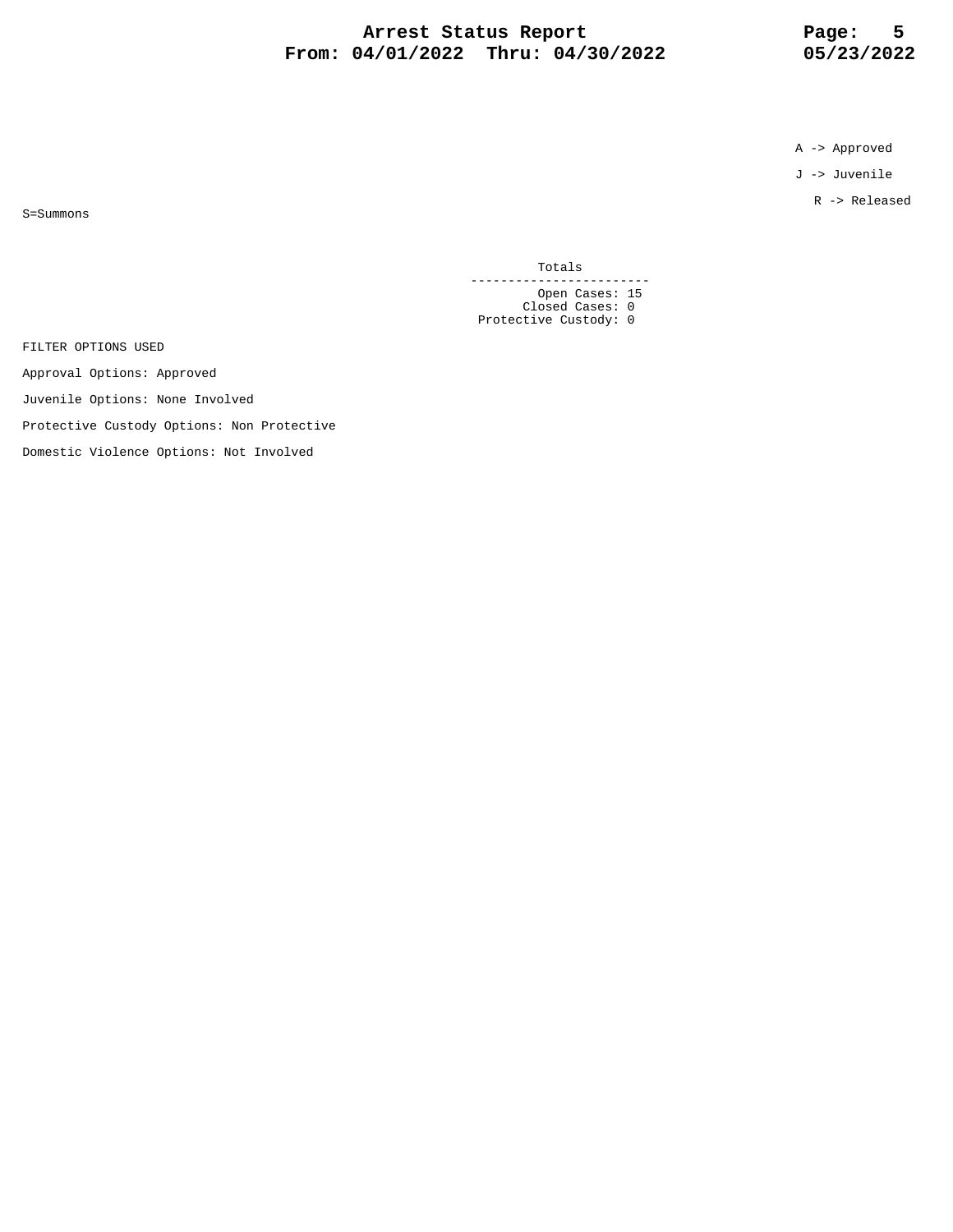# Arrest Status Report

**From: 04/01/2022 Thru: 04/30/2022**

A -> Approved

J -> Juvenile

R -> Released

S=Summons

Totals

Open Cases: 15
Closed Cases: 0
Protective Custody: 0

FILTER OPTIONS USED

Approval Options: Approved

Juvenile Options: None Involved

Protective Custody Options: Non Protective

Domestic Violence Options: Not Involved